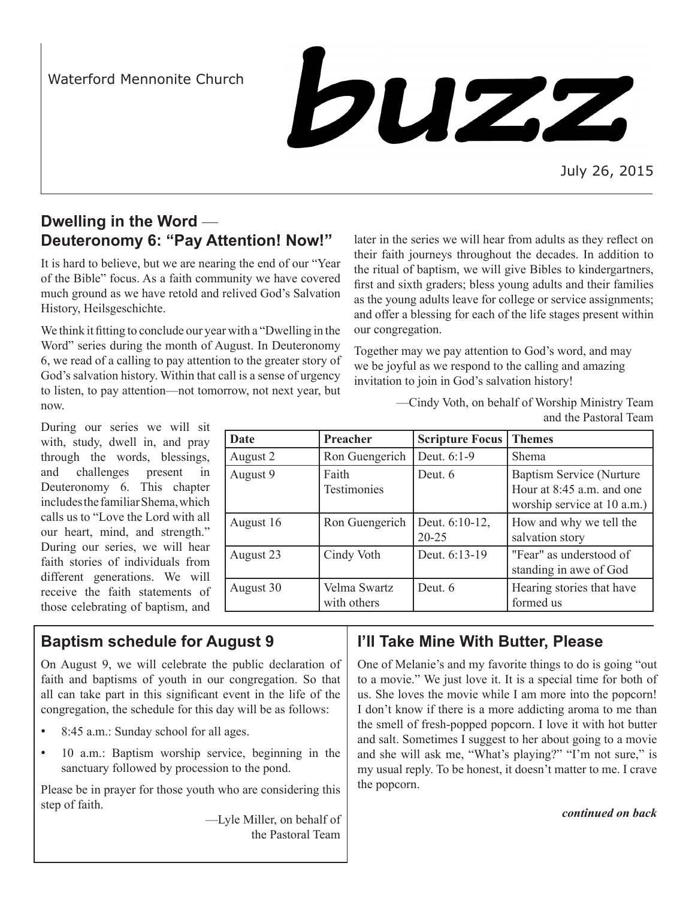Waterford Mennonite Church

# buzz

July 26, 2015

## Dwelling in the Word — Deuteronomy 6: "Pay Attention! Now!"

It is hard to believe, but we are nearing the end of our "Year of the Bible" focus. As a faith community we have covered much ground as we have retold and relived God's Salvation History, Heilsgeschichte.

We think it fitting to conclude our year with a "Dwelling in the Word" series during the month of August. In Deuteronomy 6, we read of a calling to pay attention to the greater story of God's salvation history. Within that call is a sense of urgency to listen, to pay attention—not tomorrow, not next year, but now.

During our series we will sit with, study, dwell in, and pray through the words, blessings, and challenges present in Deuteronomy 6. This chapter includes the familiar Shema, which calls us to "Love the Lord with all our heart, mind, and strength." During our series, we will hear faith stories of individuals from different generations. We will receive the faith statements of those celebrating of baptism, and later in the series we will hear from adults as they reflect on their faith journeys throughout the decades. In addition to the ritual of baptism, we will give Bibles to kindergartners, first and sixth graders; bless young adults and their families as the young adults leave for college or service assignments; and offer a blessing for each of the life stages present within our congregation.

Together may we pay attention to God's word, and may we be joyful as we respond to the calling and amazing invitation to join in God's salvation history!

—Cindy Voth, on behalf of Worship Ministry Team and the Pastoral Team

| Date | Preacher | Scripture Focus | Themes |
|---|---|---|---|
| August 2 | Ron Guengerich | Deut. 6:1-9 | Shema |
| August 9 | Faith Testimonies | Deut. 6 | Baptism Service (Nurture Hour at 8:45 a.m. and one worship service at 10 a.m.) |
| August 16 | Ron Guengerich | Deut. 6:10-12, 20-25 | How and why we tell the salvation story |
| August 23 | Cindy Voth | Deut. 6:13-19 | "Fear" as understood of standing in awe of God |
| August 30 | Velma Swartz with others | Deut. 6 | Hearing stories that have formed us |

## Baptism schedule for August 9

On August 9, we will celebrate the public declaration of faith and baptisms of youth in our congregation. So that all can take part in this significant event in the life of the congregation, the schedule for this day will be as follows:

- 8:45 a.m.: Sunday school for all ages.
- 10 a.m.: Baptism worship service, beginning in the sanctuary followed by procession to the pond.

Please be in prayer for those youth who are considering this step of faith.

—Lyle Miller, on behalf of the Pastoral Team

## I'll Take Mine With Butter, Please

One of Melanie's and my favorite things to do is going "out to a movie." We just love it. It is a special time for both of us. She loves the movie while I am more into the popcorn! I don't know if there is a more addicting aroma to me than the smell of fresh-popped popcorn. I love it with hot butter and salt. Sometimes I suggest to her about going to a movie and she will ask me, "What's playing?" "I'm not sure," is my usual reply. To be honest, it doesn't matter to me. I crave the popcorn.

***continued on back***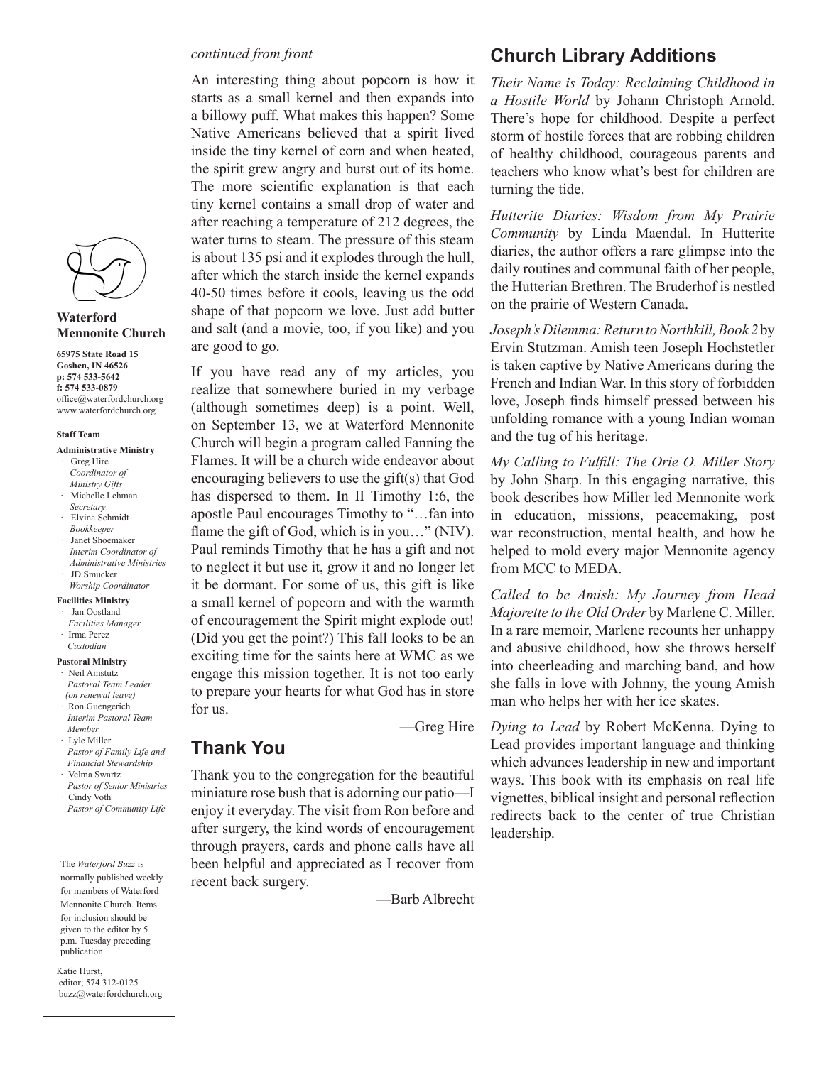*continued from front*

An interesting thing about popcorn is how it starts as a small kernel and then expands into a billowy puff. What makes this happen? Some Native Americans believed that a spirit lived inside the tiny kernel of corn and when heated, the spirit grew angry and burst out of its home. The more scientific explanation is that each tiny kernel contains a small drop of water and after reaching a temperature of 212 degrees, the water turns to steam. The pressure of this steam is about 135 psi and it explodes through the hull, after which the starch inside the kernel expands 40-50 times before it cools, leaving us the odd shape of that popcorn we love. Just add butter and salt (and a movie, too, if you like) and you are good to go.

If you have read any of my articles, you realize that somewhere buried in my verbage (although sometimes deep) is a point. Well, on September 13, we at Waterford Mennonite Church will begin a program called Fanning the Flames. It will be a church wide endeavor about encouraging believers to use the gift(s) that God has dispersed to them. In II Timothy 1:6, the apostle Paul encourages Timothy to "…fan into flame the gift of God, which is in you…" (NIV). Paul reminds Timothy that he has a gift and not to neglect it but use it, grow it and no longer let it be dormant. For some of us, this gift is like a small kernel of popcorn and with the warmth of encouragement the Spirit might explode out! (Did you get the point?) This fall looks to be an exciting time for the saints here at WMC as we engage this mission together. It is not too early to prepare your hearts for what God has in store for us.

—Greg Hire

## Thank You

Thank you to the congregation for the beautiful miniature rose bush that is adorning our patio—I enjoy it everyday. The visit from Ron before and after surgery, the kind words of encouragement through prayers, cards and phone calls have all been helpful and appreciated as I recover from recent back surgery.

—Barb Albrecht

## Church Library Additions

*Their Name is Today: Reclaiming Childhood in a Hostile World* by Johann Christoph Arnold. There's hope for childhood. Despite a perfect storm of hostile forces that are robbing children of healthy childhood, courageous parents and teachers who know what's best for children are turning the tide.

*Hutterite Diaries: Wisdom from My Prairie Community* by Linda Maendal. In Hutterite diaries, the author offers a rare glimpse into the daily routines and communal faith of her people, the Hutterian Brethren. The Bruderhof is nestled on the prairie of Western Canada.

*Joseph's Dilemma: Return to Northkill, Book 2* by Ervin Stutzman. Amish teen Joseph Hochstetler is taken captive by Native Americans during the French and Indian War. In this story of forbidden love, Joseph finds himself pressed between his unfolding romance with a young Indian woman and the tug of his heritage.

*My Calling to Fulfill: The Orie O. Miller Story* by John Sharp. In this engaging narrative, this book describes how Miller led Mennonite work in education, missions, peacemaking, post war reconstruction, mental health, and how he helped to mold every major Mennonite agency from MCC to MEDA.

*Called to be Amish: My Journey from Head Majorette to the Old Order* by Marlene C. Miller. In a rare memoir, Marlene recounts her unhappy and abusive childhood, how she throws herself into cheerleading and marching band, and how she falls in love with Johnny, the young Amish man who helps her with her ice skates.

*Dying to Lead* by Robert McKenna. Dying to Lead provides important language and thinking which advances leadership in new and important ways. This book with its emphasis on real life vignettes, biblical insight and personal reflection redirects back to the center of true Christian leadership.

---

**Waterford Mennonite Church**

**65975 State Road 15**
**Goshen, IN 46526**
**p: 574 533-5642**
**f: 574 533-0879**
office@waterfordchurch.org
www.waterfordchurch.org

**Staff Team**

**Administrative Ministry**

- Greg Hire — *Coordinator of Ministry Gifts*
- Michelle Lehman — *Secretary*
- Elvina Schmidt — *Bookkeeper*
- Janet Shoemaker — *Interim Coordinator of Administrative Ministries*
- JD Smucker — *Worship Coordinator*

**Facilities Ministry**

- Jan Oostland — *Facilities Manager*
- Irma Perez — *Custodian*

**Pastoral Ministry**

- Neil Amstutz — *Pastoral Team Leader (on renewal leave)*
- Ron Guengerich — *Interim Pastoral Team Member*
- Lyle Miller — *Pastor of Family Life and Financial Stewardship*
- Velma Swartz — *Pastor of Senior Ministries*
- Cindy Voth — *Pastor of Community Life*

The *Waterford Buzz* is normally published weekly for members of Waterford Mennonite Church. Items for inclusion should be given to the editor by 5 p.m. Tuesday preceding publication.

Katie Hurst, editor; 574 312-0125
buzz@waterfordchurch.org